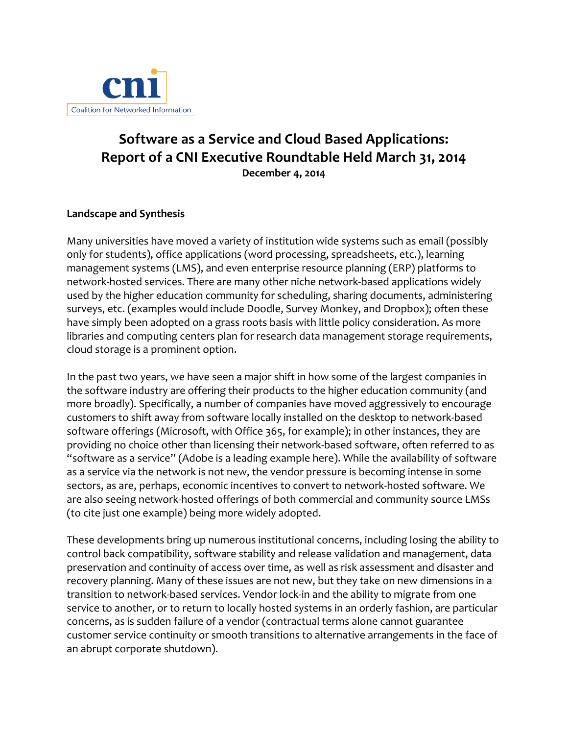cni

Coalition for Networked Information

# Software as a Service and Cloud Based Applications: Report of a CNI Executive Roundtable Held March 31, 2014

**December 4, 2014**

## Landscape and Synthesis

Many universities have moved a variety of institution wide systems such as email (possibly only for students), office applications (word processing, spreadsheets, etc.), learning management systems (LMS), and even enterprise resource planning (ERP) platforms to network-hosted services. There are many other niche network-based applications widely used by the higher education community for scheduling, sharing documents, administering surveys, etc. (examples would include Doodle, Survey Monkey, and Dropbox); often these have simply been adopted on a grass roots basis with little policy consideration. As more libraries and computing centers plan for research data management storage requirements, cloud storage is a prominent option.

In the past two years, we have seen a major shift in how some of the largest companies in the software industry are offering their products to the higher education community (and more broadly). Specifically, a number of companies have moved aggressively to encourage customers to shift away from software locally installed on the desktop to network-based software offerings (Microsoft, with Office 365, for example); in other instances, they are providing no choice other than licensing their network-based software, often referred to as "software as a service" (Adobe is a leading example here). While the availability of software as a service via the network is not new, the vendor pressure is becoming intense in some sectors, as are, perhaps, economic incentives to convert to network-hosted software. We are also seeing network-hosted offerings of both commercial and community source LMSs (to cite just one example) being more widely adopted.

These developments bring up numerous institutional concerns, including losing the ability to control back compatibility, software stability and release validation and management, data preservation and continuity of access over time, as well as risk assessment and disaster and recovery planning. Many of these issues are not new, but they take on new dimensions in a transition to network-based services. Vendor lock-in and the ability to migrate from one service to another, or to return to locally hosted systems in an orderly fashion, are particular concerns, as is sudden failure of a vendor (contractual terms alone cannot guarantee customer service continuity or smooth transitions to alternative arrangements in the face of an abrupt corporate shutdown).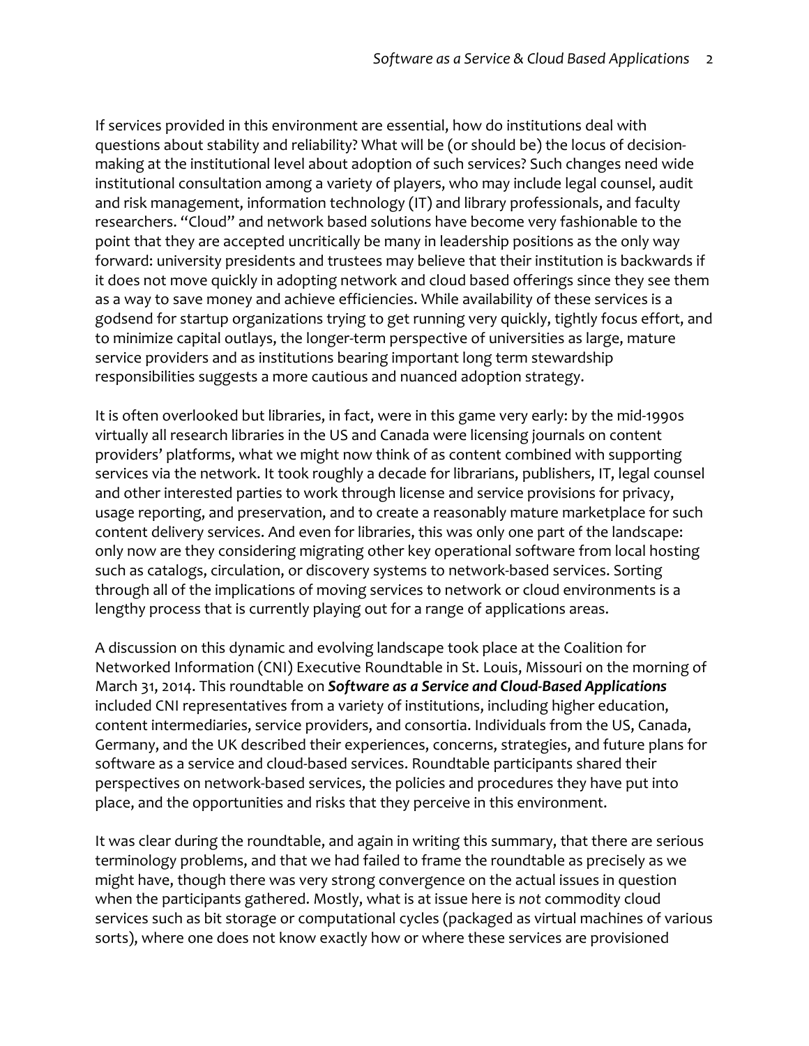If services provided in this environment are essential, how do institutions deal with questions about stability and reliability? What will be (or should be) the locus of decision-making at the institutional level about adoption of such services? Such changes need wide institutional consultation among a variety of players, who may include legal counsel, audit and risk management, information technology (IT) and library professionals, and faculty researchers. "Cloud" and network based solutions have become very fashionable to the point that they are accepted uncritically be many in leadership positions as the only way forward: university presidents and trustees may believe that their institution is backwards if it does not move quickly in adopting network and cloud based offerings since they see them as a way to save money and achieve efficiencies. While availability of these services is a godsend for startup organizations trying to get running very quickly, tightly focus effort, and to minimize capital outlays, the longer-term perspective of universities as large, mature service providers and as institutions bearing important long term stewardship responsibilities suggests a more cautious and nuanced adoption strategy.

It is often overlooked but libraries, in fact, were in this game very early: by the mid-1990s virtually all research libraries in the US and Canada were licensing journals on content providers' platforms, what we might now think of as content combined with supporting services via the network. It took roughly a decade for librarians, publishers, IT, legal counsel and other interested parties to work through license and service provisions for privacy, usage reporting, and preservation, and to create a reasonably mature marketplace for such content delivery services. And even for libraries, this was only one part of the landscape: only now are they considering migrating other key operational software from local hosting such as catalogs, circulation, or discovery systems to network-based services. Sorting through all of the implications of moving services to network or cloud environments is a lengthy process that is currently playing out for a range of applications areas.

A discussion on this dynamic and evolving landscape took place at the Coalition for Networked Information (CNI) Executive Roundtable in St. Louis, Missouri on the morning of March 31, 2014. This roundtable on ***Software as a Service and Cloud-Based Applications*** included CNI representatives from a variety of institutions, including higher education, content intermediaries, service providers, and consortia. Individuals from the US, Canada, Germany, and the UK described their experiences, concerns, strategies, and future plans for software as a service and cloud-based services. Roundtable participants shared their perspectives on network-based services, the policies and procedures they have put into place, and the opportunities and risks that they perceive in this environment.

It was clear during the roundtable, and again in writing this summary, that there are serious terminology problems, and that we had failed to frame the roundtable as precisely as we might have, though there was very strong convergence on the actual issues in question when the participants gathered. Mostly, what is at issue here is *not* commodity cloud services such as bit storage or computational cycles (packaged as virtual machines of various sorts), where one does not know exactly how or where these services are provisioned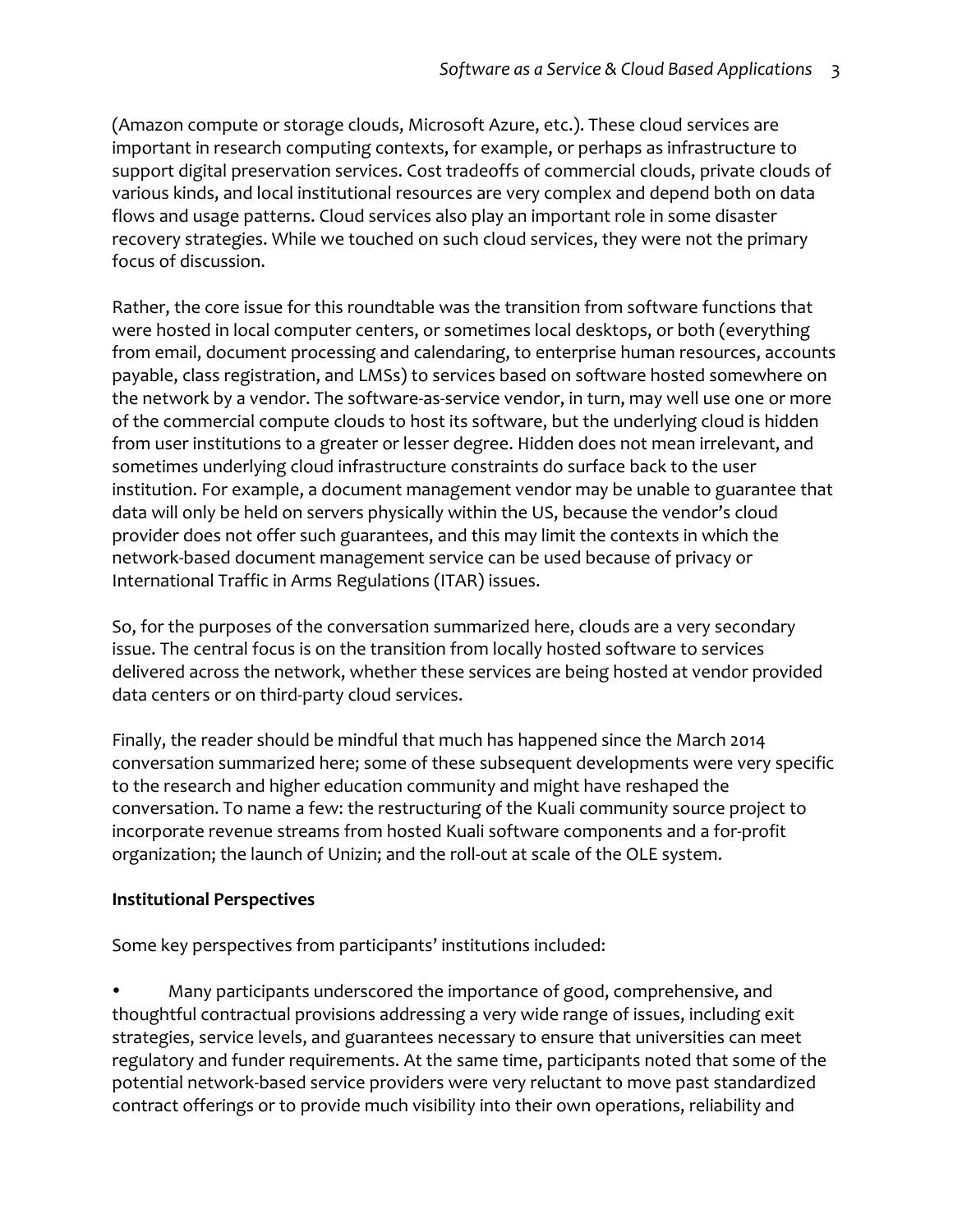(Amazon compute or storage clouds, Microsoft Azure, etc.). These cloud services are important in research computing contexts, for example, or perhaps as infrastructure to support digital preservation services. Cost tradeoffs of commercial clouds, private clouds of various kinds, and local institutional resources are very complex and depend both on data flows and usage patterns. Cloud services also play an important role in some disaster recovery strategies. While we touched on such cloud services, they were not the primary focus of discussion.

Rather, the core issue for this roundtable was the transition from software functions that were hosted in local computer centers, or sometimes local desktops, or both (everything from email, document processing and calendaring, to enterprise human resources, accounts payable, class registration, and LMSs) to services based on software hosted somewhere on the network by a vendor. The software-as-service vendor, in turn, may well use one or more of the commercial compute clouds to host its software, but the underlying cloud is hidden from user institutions to a greater or lesser degree. Hidden does not mean irrelevant, and sometimes underlying cloud infrastructure constraints do surface back to the user institution. For example, a document management vendor may be unable to guarantee that data will only be held on servers physically within the US, because the vendor's cloud provider does not offer such guarantees, and this may limit the contexts in which the network-based document management service can be used because of privacy or International Traffic in Arms Regulations (ITAR) issues.

So, for the purposes of the conversation summarized here, clouds are a very secondary issue. The central focus is on the transition from locally hosted software to services delivered across the network, whether these services are being hosted at vendor provided data centers or on third-party cloud services.

Finally, the reader should be mindful that much has happened since the March 2014 conversation summarized here; some of these subsequent developments were very specific to the research and higher education community and might have reshaped the conversation. To name a few: the restructuring of the Kuali community source project to incorporate revenue streams from hosted Kuali software components and a for-profit organization; the launch of Unizin; and the roll-out at scale of the OLE system.

**Institutional Perspectives**

Some key perspectives from participants' institutions included:

- Many participants underscored the importance of good, comprehensive, and thoughtful contractual provisions addressing a very wide range of issues, including exit strategies, service levels, and guarantees necessary to ensure that universities can meet regulatory and funder requirements. At the same time, participants noted that some of the potential network-based service providers were very reluctant to move past standardized contract offerings or to provide much visibility into their own operations, reliability and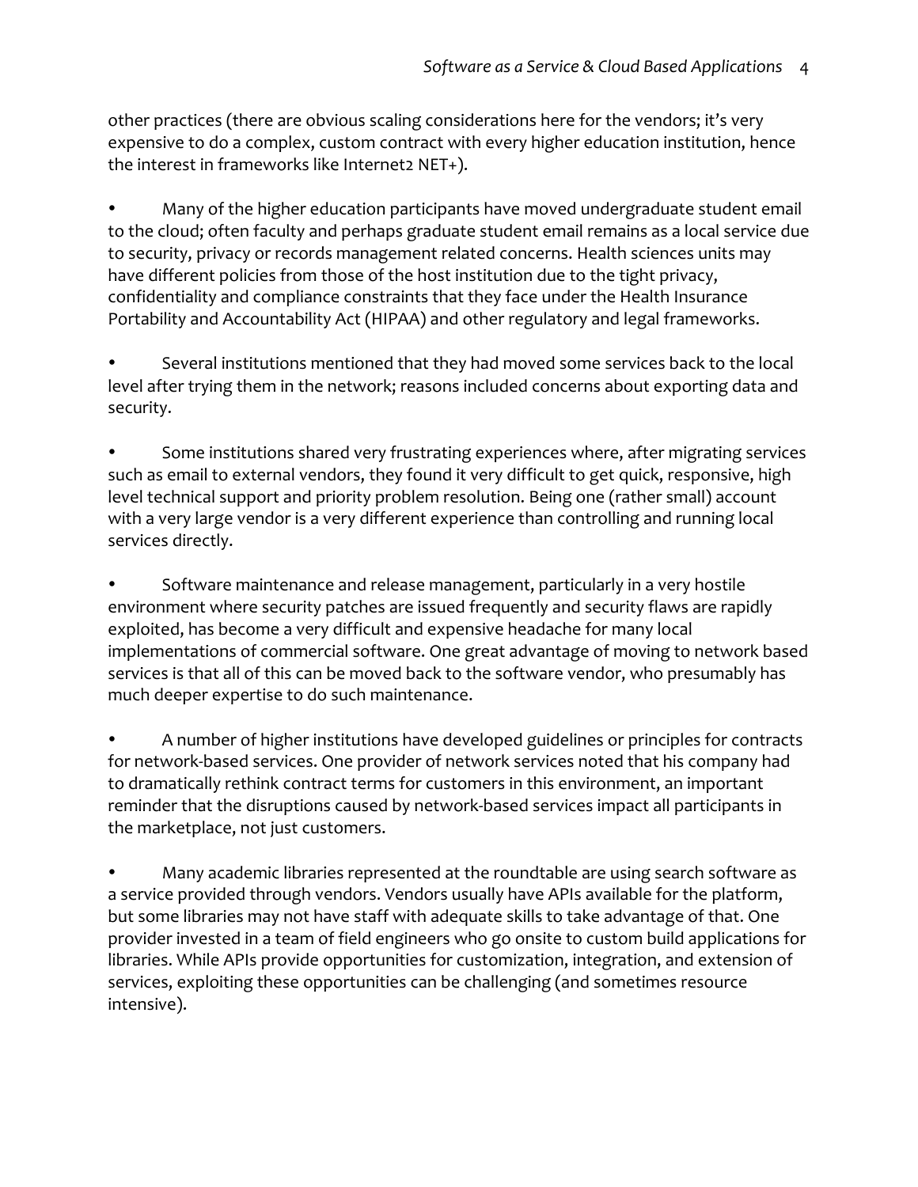other practices (there are obvious scaling considerations here for the vendors; it's very expensive to do a complex, custom contract with every higher education institution, hence the interest in frameworks like Internet2 NET+).

- Many of the higher education participants have moved undergraduate student email to the cloud; often faculty and perhaps graduate student email remains as a local service due to security, privacy or records management related concerns. Health sciences units may have different policies from those of the host institution due to the tight privacy, confidentiality and compliance constraints that they face under the Health Insurance Portability and Accountability Act (HIPAA) and other regulatory and legal frameworks.

- Several institutions mentioned that they had moved some services back to the local level after trying them in the network; reasons included concerns about exporting data and security.

- Some institutions shared very frustrating experiences where, after migrating services such as email to external vendors, they found it very difficult to get quick, responsive, high level technical support and priority problem resolution. Being one (rather small) account with a very large vendor is a very different experience than controlling and running local services directly.

- Software maintenance and release management, particularly in a very hostile environment where security patches are issued frequently and security flaws are rapidly exploited, has become a very difficult and expensive headache for many local implementations of commercial software. One great advantage of moving to network based services is that all of this can be moved back to the software vendor, who presumably has much deeper expertise to do such maintenance.

- A number of higher institutions have developed guidelines or principles for contracts for network-based services. One provider of network services noted that his company had to dramatically rethink contract terms for customers in this environment, an important reminder that the disruptions caused by network-based services impact all participants in the marketplace, not just customers.

- Many academic libraries represented at the roundtable are using search software as a service provided through vendors. Vendors usually have APIs available for the platform, but some libraries may not have staff with adequate skills to take advantage of that. One provider invested in a team of field engineers who go onsite to custom build applications for libraries. While APIs provide opportunities for customization, integration, and extension of services, exploiting these opportunities can be challenging (and sometimes resource intensive).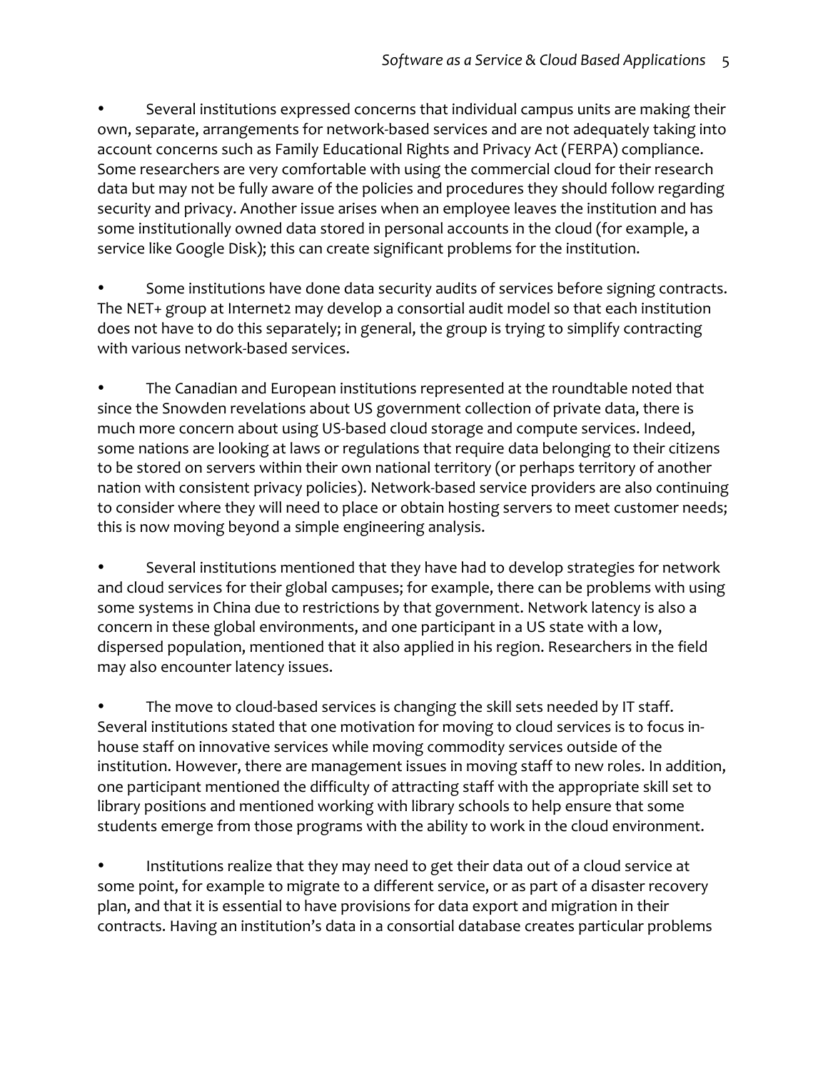- Several institutions expressed concerns that individual campus units are making their own, separate, arrangements for network-based services and are not adequately taking into account concerns such as Family Educational Rights and Privacy Act (FERPA) compliance. Some researchers are very comfortable with using the commercial cloud for their research data but may not be fully aware of the policies and procedures they should follow regarding security and privacy. Another issue arises when an employee leaves the institution and has some institutionally owned data stored in personal accounts in the cloud (for example, a service like Google Disk); this can create significant problems for the institution.

- Some institutions have done data security audits of services before signing contracts. The NET+ group at Internet2 may develop a consortial audit model so that each institution does not have to do this separately; in general, the group is trying to simplify contracting with various network-based services.

- The Canadian and European institutions represented at the roundtable noted that since the Snowden revelations about US government collection of private data, there is much more concern about using US-based cloud storage and compute services. Indeed, some nations are looking at laws or regulations that require data belonging to their citizens to be stored on servers within their own national territory (or perhaps territory of another nation with consistent privacy policies). Network-based service providers are also continuing to consider where they will need to place or obtain hosting servers to meet customer needs; this is now moving beyond a simple engineering analysis.

- Several institutions mentioned that they have had to develop strategies for network and cloud services for their global campuses; for example, there can be problems with using some systems in China due to restrictions by that government. Network latency is also a concern in these global environments, and one participant in a US state with a low, dispersed population, mentioned that it also applied in his region. Researchers in the field may also encounter latency issues.

- The move to cloud-based services is changing the skill sets needed by IT staff. Several institutions stated that one motivation for moving to cloud services is to focus in-house staff on innovative services while moving commodity services outside of the institution. However, there are management issues in moving staff to new roles. In addition, one participant mentioned the difficulty of attracting staff with the appropriate skill set to library positions and mentioned working with library schools to help ensure that some students emerge from those programs with the ability to work in the cloud environment.

- Institutions realize that they may need to get their data out of a cloud service at some point, for example to migrate to a different service, or as part of a disaster recovery plan, and that it is essential to have provisions for data export and migration in their contracts. Having an institution's data in a consortial database creates particular problems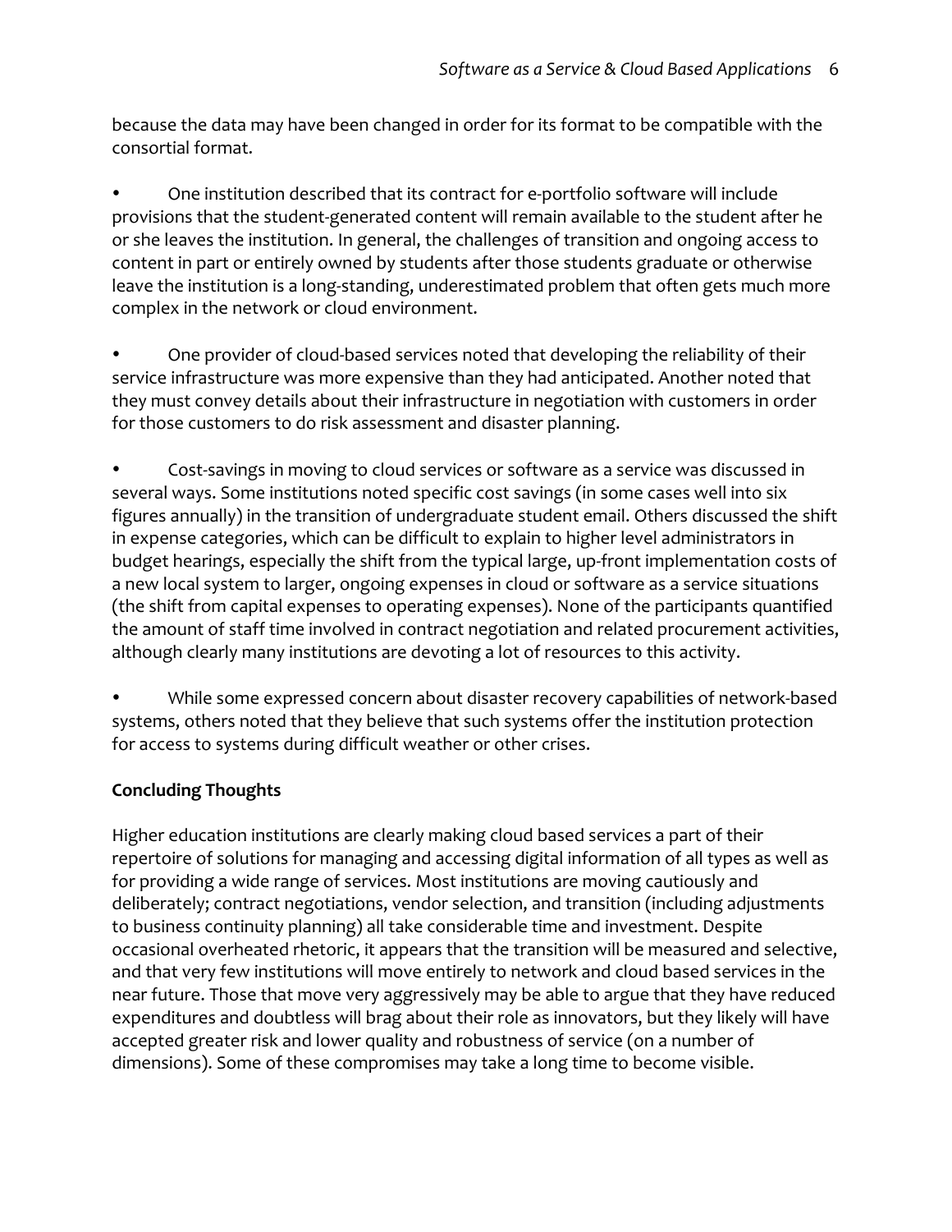because the data may have been changed in order for its format to be compatible with the consortial format.

- One institution described that its contract for e-portfolio software will include provisions that the student-generated content will remain available to the student after he or she leaves the institution. In general, the challenges of transition and ongoing access to content in part or entirely owned by students after those students graduate or otherwise leave the institution is a long-standing, underestimated problem that often gets much more complex in the network or cloud environment.

- One provider of cloud-based services noted that developing the reliability of their service infrastructure was more expensive than they had anticipated. Another noted that they must convey details about their infrastructure in negotiation with customers in order for those customers to do risk assessment and disaster planning.

- Cost-savings in moving to cloud services or software as a service was discussed in several ways. Some institutions noted specific cost savings (in some cases well into six figures annually) in the transition of undergraduate student email. Others discussed the shift in expense categories, which can be difficult to explain to higher level administrators in budget hearings, especially the shift from the typical large, up-front implementation costs of a new local system to larger, ongoing expenses in cloud or software as a service situations (the shift from capital expenses to operating expenses). None of the participants quantified the amount of staff time involved in contract negotiation and related procurement activities, although clearly many institutions are devoting a lot of resources to this activity.

- While some expressed concern about disaster recovery capabilities of network-based systems, others noted that they believe that such systems offer the institution protection for access to systems during difficult weather or other crises.

**Concluding Thoughts**

Higher education institutions are clearly making cloud based services a part of their repertoire of solutions for managing and accessing digital information of all types as well as for providing a wide range of services. Most institutions are moving cautiously and deliberately; contract negotiations, vendor selection, and transition (including adjustments to business continuity planning) all take considerable time and investment. Despite occasional overheated rhetoric, it appears that the transition will be measured and selective, and that very few institutions will move entirely to network and cloud based services in the near future. Those that move very aggressively may be able to argue that they have reduced expenditures and doubtless will brag about their role as innovators, but they likely will have accepted greater risk and lower quality and robustness of service (on a number of dimensions). Some of these compromises may take a long time to become visible.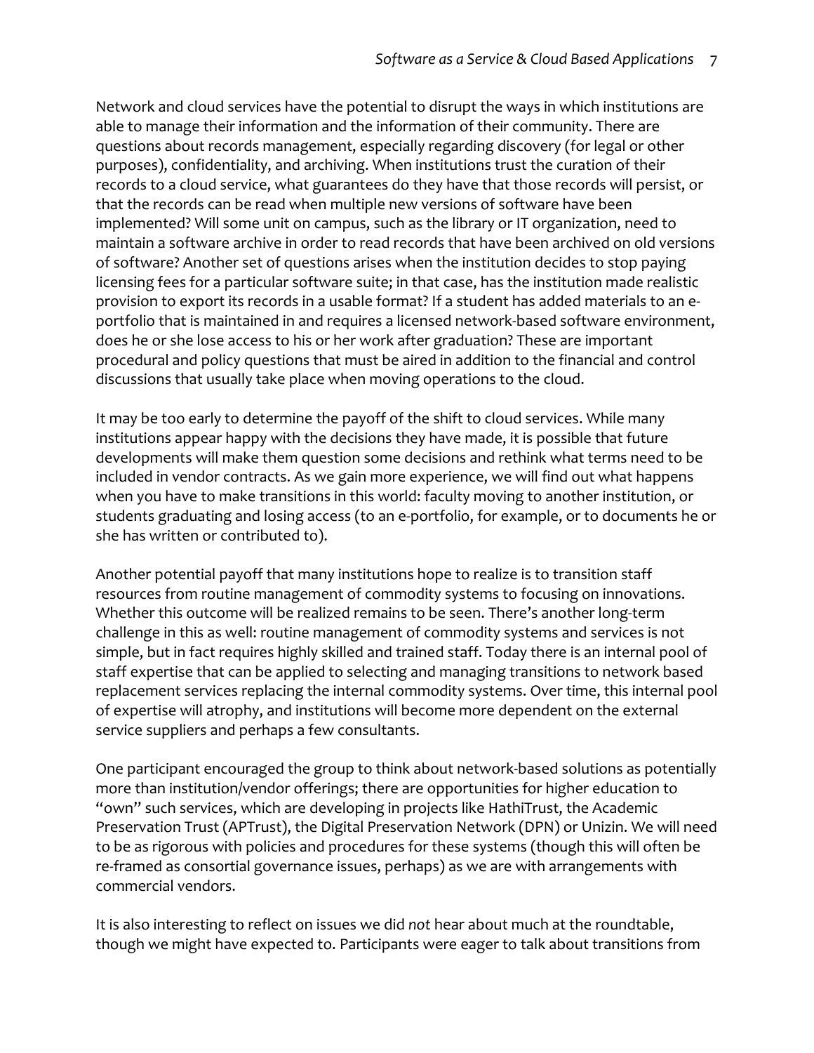Network and cloud services have the potential to disrupt the ways in which institutions are able to manage their information and the information of their community. There are questions about records management, especially regarding discovery (for legal or other purposes), confidentiality, and archiving. When institutions trust the curation of their records to a cloud service, what guarantees do they have that those records will persist, or that the records can be read when multiple new versions of software have been implemented? Will some unit on campus, such as the library or IT organization, need to maintain a software archive in order to read records that have been archived on old versions of software? Another set of questions arises when the institution decides to stop paying licensing fees for a particular software suite; in that case, has the institution made realistic provision to export its records in a usable format? If a student has added materials to an e-portfolio that is maintained in and requires a licensed network-based software environment, does he or she lose access to his or her work after graduation? These are important procedural and policy questions that must be aired in addition to the financial and control discussions that usually take place when moving operations to the cloud.

It may be too early to determine the payoff of the shift to cloud services. While many institutions appear happy with the decisions they have made, it is possible that future developments will make them question some decisions and rethink what terms need to be included in vendor contracts. As we gain more experience, we will find out what happens when you have to make transitions in this world: faculty moving to another institution, or students graduating and losing access (to an e-portfolio, for example, or to documents he or she has written or contributed to).

Another potential payoff that many institutions hope to realize is to transition staff resources from routine management of commodity systems to focusing on innovations. Whether this outcome will be realized remains to be seen. There's another long-term challenge in this as well: routine management of commodity systems and services is not simple, but in fact requires highly skilled and trained staff. Today there is an internal pool of staff expertise that can be applied to selecting and managing transitions to network based replacement services replacing the internal commodity systems. Over time, this internal pool of expertise will atrophy, and institutions will become more dependent on the external service suppliers and perhaps a few consultants.

One participant encouraged the group to think about network-based solutions as potentially more than institution/vendor offerings; there are opportunities for higher education to "own" such services, which are developing in projects like HathiTrust, the Academic Preservation Trust (APTrust), the Digital Preservation Network (DPN) or Unizin. We will need to be as rigorous with policies and procedures for these systems (though this will often be re-framed as consortial governance issues, perhaps) as we are with arrangements with commercial vendors.

It is also interesting to reflect on issues we did *not* hear about much at the roundtable, though we might have expected to. Participants were eager to talk about transitions from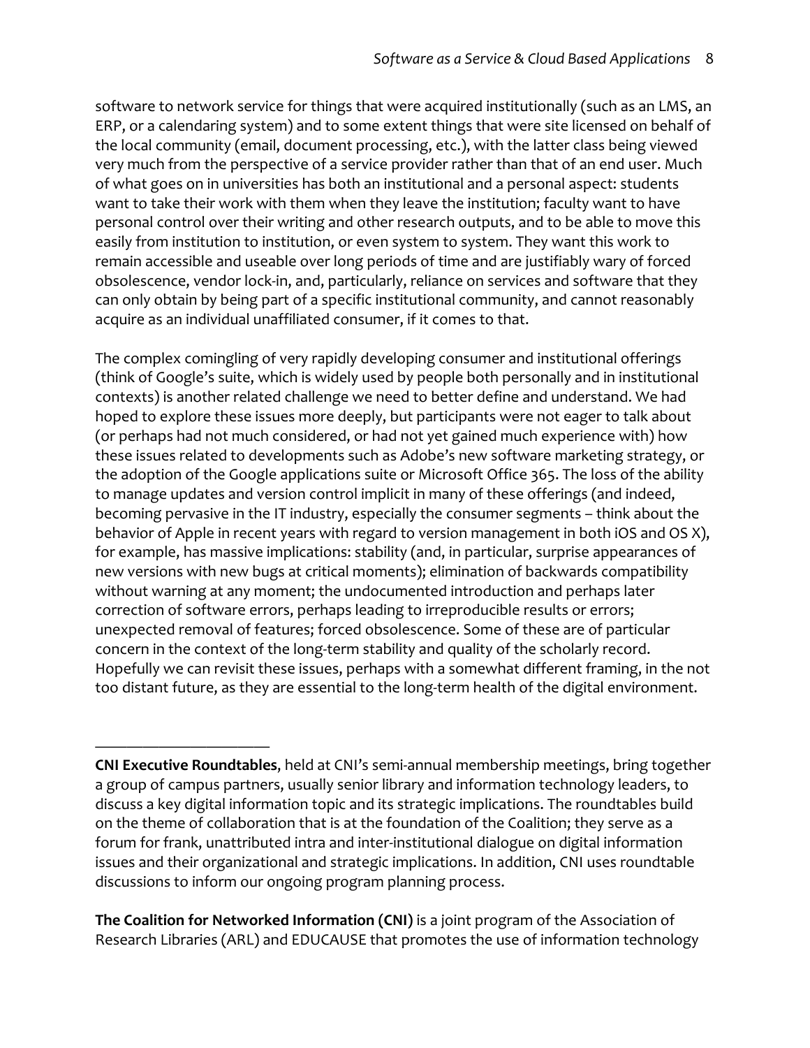software to network service for things that were acquired institutionally (such as an LMS, an ERP, or a calendaring system) and to some extent things that were site licensed on behalf of the local community (email, document processing, etc.), with the latter class being viewed very much from the perspective of a service provider rather than that of an end user. Much of what goes on in universities has both an institutional and a personal aspect: students want to take their work with them when they leave the institution; faculty want to have personal control over their writing and other research outputs, and to be able to move this easily from institution to institution, or even system to system. They want this work to remain accessible and useable over long periods of time and are justifiably wary of forced obsolescence, vendor lock-in, and, particularly, reliance on services and software that they can only obtain by being part of a specific institutional community, and cannot reasonably acquire as an individual unaffiliated consumer, if it comes to that.

The complex comingling of very rapidly developing consumer and institutional offerings (think of Google's suite, which is widely used by people both personally and in institutional contexts) is another related challenge we need to better define and understand. We had hoped to explore these issues more deeply, but participants were not eager to talk about (or perhaps had not much considered, or had not yet gained much experience with) how these issues related to developments such as Adobe's new software marketing strategy, or the adoption of the Google applications suite or Microsoft Office 365. The loss of the ability to manage updates and version control implicit in many of these offerings (and indeed, becoming pervasive in the IT industry, especially the consumer segments – think about the behavior of Apple in recent years with regard to version management in both iOS and OS X), for example, has massive implications: stability (and, in particular, surprise appearances of new versions with new bugs at critical moments); elimination of backwards compatibility without warning at any moment; the undocumented introduction and perhaps later correction of software errors, perhaps leading to irreproducible results or errors; unexpected removal of features; forced obsolescence. Some of these are of particular concern in the context of the long-term stability and quality of the scholarly record. Hopefully we can revisit these issues, perhaps with a somewhat different framing, in the not too distant future, as they are essential to the long-term health of the digital environment.

---

**CNI Executive Roundtables**, held at CNI's semi-annual membership meetings, bring together a group of campus partners, usually senior library and information technology leaders, to discuss a key digital information topic and its strategic implications. The roundtables build on the theme of collaboration that is at the foundation of the Coalition; they serve as a forum for frank, unattributed intra and inter-institutional dialogue on digital information issues and their organizational and strategic implications. In addition, CNI uses roundtable discussions to inform our ongoing program planning process.

**The Coalition for Networked Information (CNI)** is a joint program of the Association of Research Libraries (ARL) and EDUCAUSE that promotes the use of information technology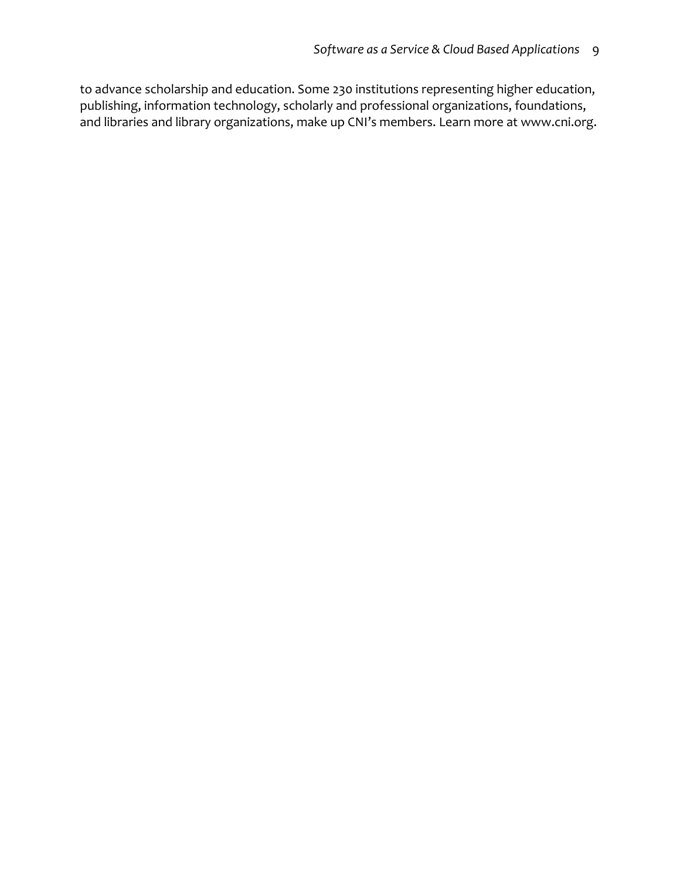to advance scholarship and education. Some 230 institutions representing higher education, publishing, information technology, scholarly and professional organizations, foundations, and libraries and library organizations, make up CNI's members. Learn more at www.cni.org.